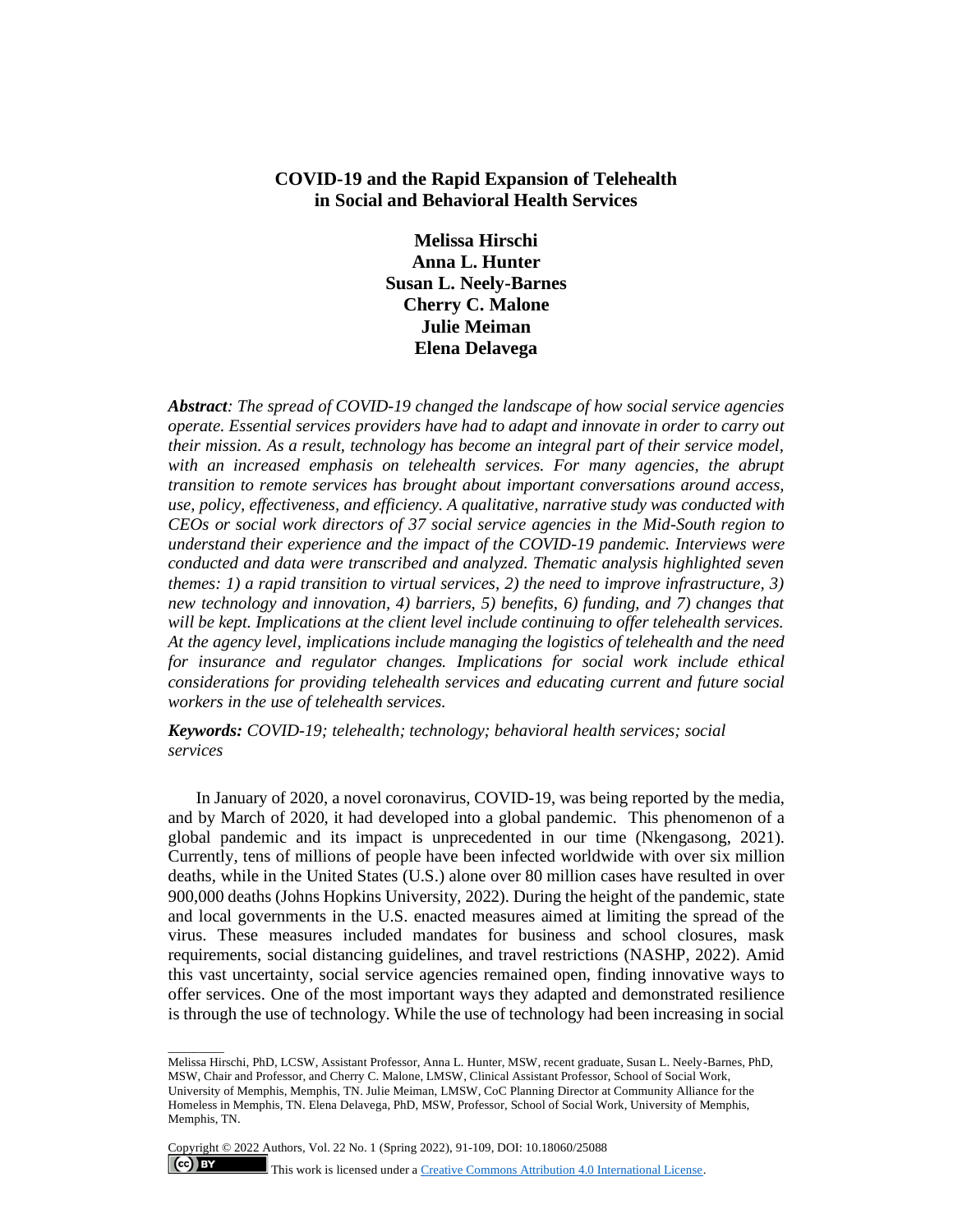# COVID-19 and the Rapid Expansion of Telehealth in Social and Behavioral Health Services

**Melissa Hirschi**
**Anna L. Hunter**
**Susan L. Neely-Barnes**
**Cherry C. Malone**
**Julie Meiman**
**Elena Delavega**

***Abstract***: *The spread of COVID-19 changed the landscape of how social service agencies operate. Essential services providers have had to adapt and innovate in order to carry out their mission. As a result, technology has become an integral part of their service model, with an increased emphasis on telehealth services. For many agencies, the abrupt transition to remote services has brought about important conversations around access, use, policy, effectiveness, and efficiency. A qualitative, narrative study was conducted with CEOs or social work directors of 37 social service agencies in the Mid-South region to understand their experience and the impact of the COVID-19 pandemic. Interviews were conducted and data were transcribed and analyzed. Thematic analysis highlighted seven themes: 1) a rapid transition to virtual services, 2) the need to improve infrastructure, 3) new technology and innovation, 4) barriers, 5) benefits, 6) funding, and 7) changes that will be kept. Implications at the client level include continuing to offer telehealth services. At the agency level, implications include managing the logistics of telehealth and the need for insurance and regulator changes. Implications for social work include ethical considerations for providing telehealth services and educating current and future social workers in the use of telehealth services.*

**Keywords:** *COVID-19; telehealth; technology; behavioral health services; social services*

In January of 2020, a novel coronavirus, COVID-19, was being reported by the media, and by March of 2020, it had developed into a global pandemic. This phenomenon of a global pandemic and its impact is unprecedented in our time (Nkengasong, 2021). Currently, tens of millions of people have been infected worldwide with over six million deaths, while in the United States (U.S.) alone over 80 million cases have resulted in over 900,000 deaths (Johns Hopkins University, 2022). During the height of the pandemic, state and local governments in the U.S. enacted measures aimed at limiting the spread of the virus. These measures included mandates for business and school closures, mask requirements, social distancing guidelines, and travel restrictions (NASHP, 2022). Amid this vast uncertainty, social service agencies remained open, finding innovative ways to offer services. One of the most important ways they adapted and demonstrated resilience is through the use of technology. While the use of technology had been increasing in social

---

Melissa Hirschi, PhD, LCSW, Assistant Professor, Anna L. Hunter, MSW, recent graduate, Susan L. Neely-Barnes, PhD, MSW, Chair and Professor, and Cherry C. Malone, LMSW, Clinical Assistant Professor, School of Social Work, University of Memphis, Memphis, TN. Julie Meiman, LMSW, CoC Planning Director at Community Alliance for the Homeless in Memphis, TN. Elena Delavega, PhD, MSW, Professor, School of Social Work, University of Memphis, Memphis, TN.

Copyright © 2022 Authors, Vol. 22 No. 1 (Spring 2022), 91-109, DOI: 10.18060/25088

This work is licensed under a Creative Commons Attribution 4.0 International License.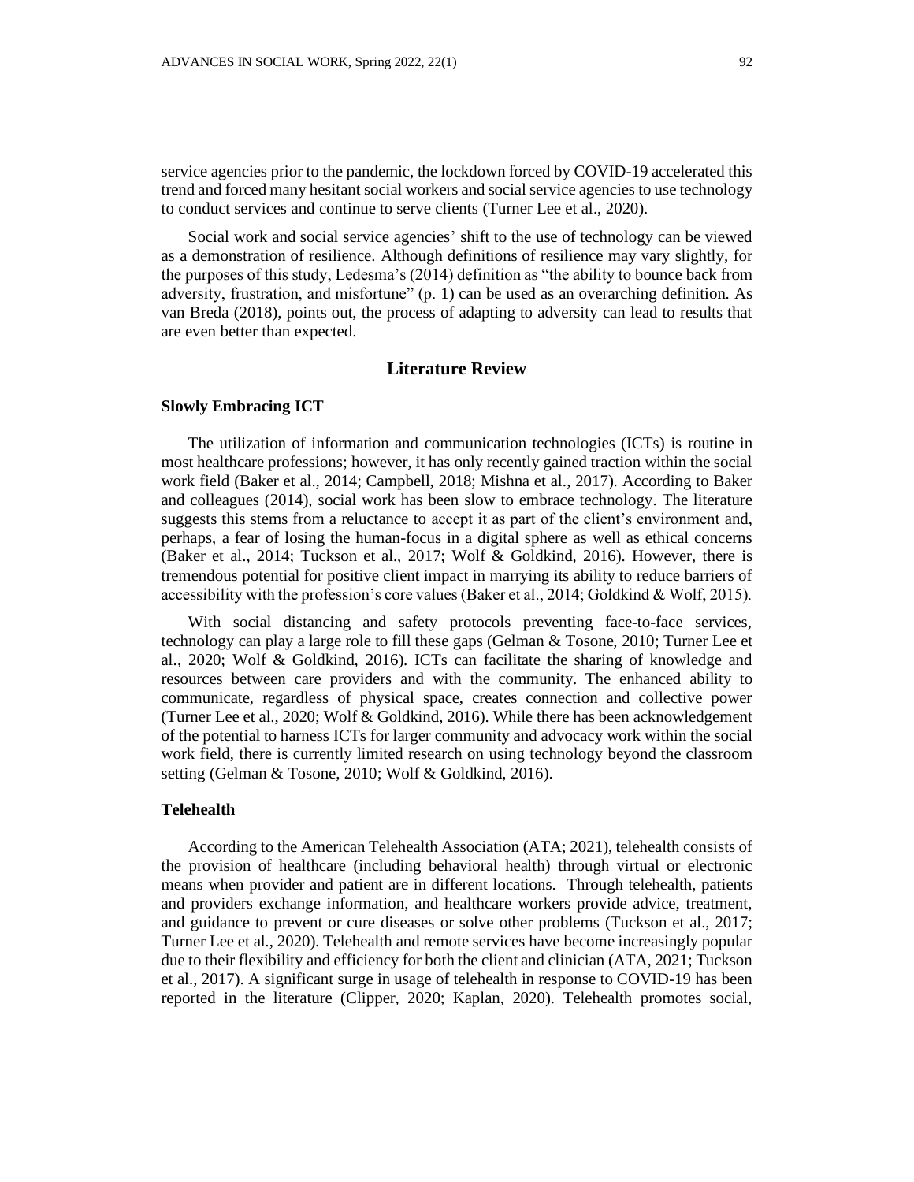service agencies prior to the pandemic, the lockdown forced by COVID-19 accelerated this trend and forced many hesitant social workers and social service agencies to use technology to conduct services and continue to serve clients (Turner Lee et al., 2020).

Social work and social service agencies' shift to the use of technology can be viewed as a demonstration of resilience. Although definitions of resilience may vary slightly, for the purposes of this study, Ledesma's (2014) definition as "the ability to bounce back from adversity, frustration, and misfortune" (p. 1) can be used as an overarching definition. As van Breda (2018), points out, the process of adapting to adversity can lead to results that are even better than expected.

## Literature Review

### Slowly Embracing ICT

The utilization of information and communication technologies (ICTs) is routine in most healthcare professions; however, it has only recently gained traction within the social work field (Baker et al., 2014; Campbell, 2018; Mishna et al., 2017). According to Baker and colleagues (2014), social work has been slow to embrace technology. The literature suggests this stems from a reluctance to accept it as part of the client's environment and, perhaps, a fear of losing the human-focus in a digital sphere as well as ethical concerns (Baker et al., 2014; Tuckson et al., 2017; Wolf & Goldkind, 2016). However, there is tremendous potential for positive client impact in marrying its ability to reduce barriers of accessibility with the profession's core values (Baker et al., 2014; Goldkind & Wolf, 2015).

With social distancing and safety protocols preventing face-to-face services, technology can play a large role to fill these gaps (Gelman & Tosone, 2010; Turner Lee et al., 2020; Wolf & Goldkind, 2016). ICTs can facilitate the sharing of knowledge and resources between care providers and with the community. The enhanced ability to communicate, regardless of physical space, creates connection and collective power (Turner Lee et al., 2020; Wolf & Goldkind, 2016). While there has been acknowledgement of the potential to harness ICTs for larger community and advocacy work within the social work field, there is currently limited research on using technology beyond the classroom setting (Gelman & Tosone, 2010; Wolf & Goldkind, 2016).

### Telehealth

According to the American Telehealth Association (ATA; 2021), telehealth consists of the provision of healthcare (including behavioral health) through virtual or electronic means when provider and patient are in different locations. Through telehealth, patients and providers exchange information, and healthcare workers provide advice, treatment, and guidance to prevent or cure diseases or solve other problems (Tuckson et al., 2017; Turner Lee et al., 2020). Telehealth and remote services have become increasingly popular due to their flexibility and efficiency for both the client and clinician (ATA, 2021; Tuckson et al., 2017). A significant surge in usage of telehealth in response to COVID-19 has been reported in the literature (Clipper, 2020; Kaplan, 2020). Telehealth promotes social,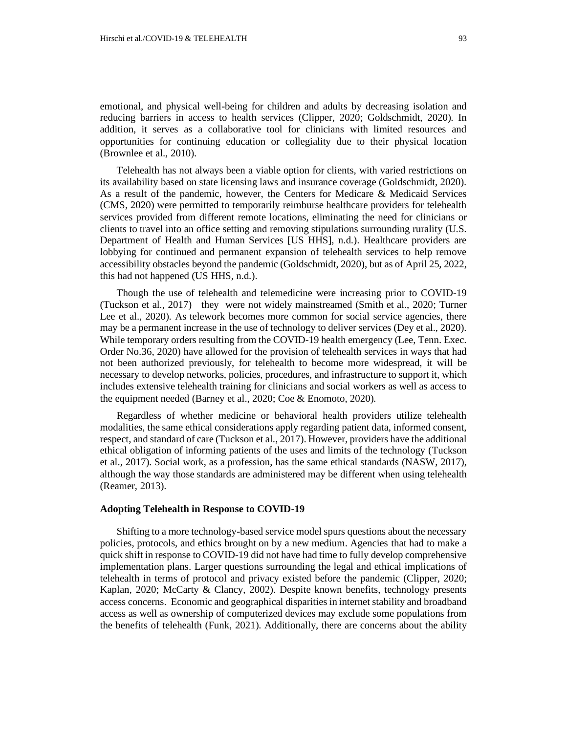emotional, and physical well-being for children and adults by decreasing isolation and reducing barriers in access to health services (Clipper, 2020; Goldschmidt, 2020). In addition, it serves as a collaborative tool for clinicians with limited resources and opportunities for continuing education or collegiality due to their physical location (Brownlee et al., 2010).

Telehealth has not always been a viable option for clients, with varied restrictions on its availability based on state licensing laws and insurance coverage (Goldschmidt, 2020). As a result of the pandemic, however, the Centers for Medicare & Medicaid Services (CMS, 2020) were permitted to temporarily reimburse healthcare providers for telehealth services provided from different remote locations, eliminating the need for clinicians or clients to travel into an office setting and removing stipulations surrounding rurality (U.S. Department of Health and Human Services [US HHS], n.d.). Healthcare providers are lobbying for continued and permanent expansion of telehealth services to help remove accessibility obstacles beyond the pandemic (Goldschmidt, 2020), but as of April 25, 2022, this had not happened (US HHS, n.d.).

Though the use of telehealth and telemedicine were increasing prior to COVID-19 (Tuckson et al., 2017) they were not widely mainstreamed (Smith et al., 2020; Turner Lee et al., 2020). As telework becomes more common for social service agencies, there may be a permanent increase in the use of technology to deliver services (Dey et al., 2020). While temporary orders resulting from the COVID-19 health emergency (Lee, Tenn. Exec. Order No.36, 2020) have allowed for the provision of telehealth services in ways that had not been authorized previously, for telehealth to become more widespread, it will be necessary to develop networks, policies, procedures, and infrastructure to support it, which includes extensive telehealth training for clinicians and social workers as well as access to the equipment needed (Barney et al., 2020; Coe & Enomoto, 2020).

Regardless of whether medicine or behavioral health providers utilize telehealth modalities, the same ethical considerations apply regarding patient data, informed consent, respect, and standard of care (Tuckson et al., 2017). However, providers have the additional ethical obligation of informing patients of the uses and limits of the technology (Tuckson et al., 2017). Social work, as a profession, has the same ethical standards (NASW, 2017), although the way those standards are administered may be different when using telehealth (Reamer, 2013).

## Adopting Telehealth in Response to COVID-19

Shifting to a more technology-based service model spurs questions about the necessary policies, protocols, and ethics brought on by a new medium. Agencies that had to make a quick shift in response to COVID-19 did not have had time to fully develop comprehensive implementation plans. Larger questions surrounding the legal and ethical implications of telehealth in terms of protocol and privacy existed before the pandemic (Clipper, 2020; Kaplan, 2020; McCarty & Clancy, 2002). Despite known benefits, technology presents access concerns. Economic and geographical disparities in internet stability and broadband access as well as ownership of computerized devices may exclude some populations from the benefits of telehealth (Funk, 2021). Additionally, there are concerns about the ability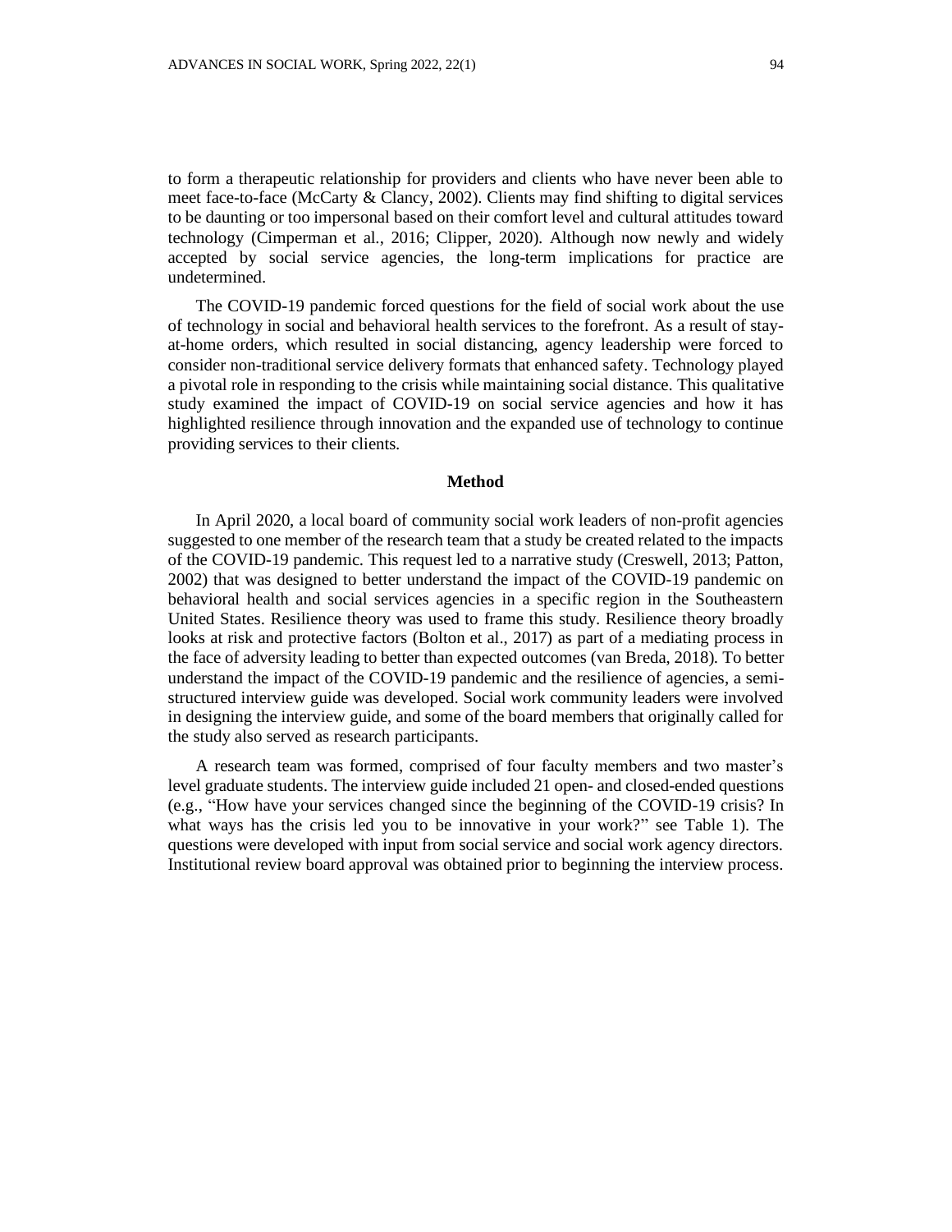to form a therapeutic relationship for providers and clients who have never been able to meet face-to-face (McCarty & Clancy, 2002). Clients may find shifting to digital services to be daunting or too impersonal based on their comfort level and cultural attitudes toward technology (Cimperman et al., 2016; Clipper, 2020). Although now newly and widely accepted by social service agencies, the long-term implications for practice are undetermined.

The COVID-19 pandemic forced questions for the field of social work about the use of technology in social and behavioral health services to the forefront. As a result of stay-at-home orders, which resulted in social distancing, agency leadership were forced to consider non-traditional service delivery formats that enhanced safety. Technology played a pivotal role in responding to the crisis while maintaining social distance. This qualitative study examined the impact of COVID-19 on social service agencies and how it has highlighted resilience through innovation and the expanded use of technology to continue providing services to their clients.

## Method

In April 2020, a local board of community social work leaders of non-profit agencies suggested to one member of the research team that a study be created related to the impacts of the COVID-19 pandemic. This request led to a narrative study (Creswell, 2013; Patton, 2002) that was designed to better understand the impact of the COVID-19 pandemic on behavioral health and social services agencies in a specific region in the Southeastern United States. Resilience theory was used to frame this study. Resilience theory broadly looks at risk and protective factors (Bolton et al., 2017) as part of a mediating process in the face of adversity leading to better than expected outcomes (van Breda, 2018). To better understand the impact of the COVID-19 pandemic and the resilience of agencies, a semi-structured interview guide was developed. Social work community leaders were involved in designing the interview guide, and some of the board members that originally called for the study also served as research participants.

A research team was formed, comprised of four faculty members and two master's level graduate students. The interview guide included 21 open- and closed-ended questions (e.g., "How have your services changed since the beginning of the COVID-19 crisis? In what ways has the crisis led you to be innovative in your work?" see Table 1). The questions were developed with input from social service and social work agency directors. Institutional review board approval was obtained prior to beginning the interview process.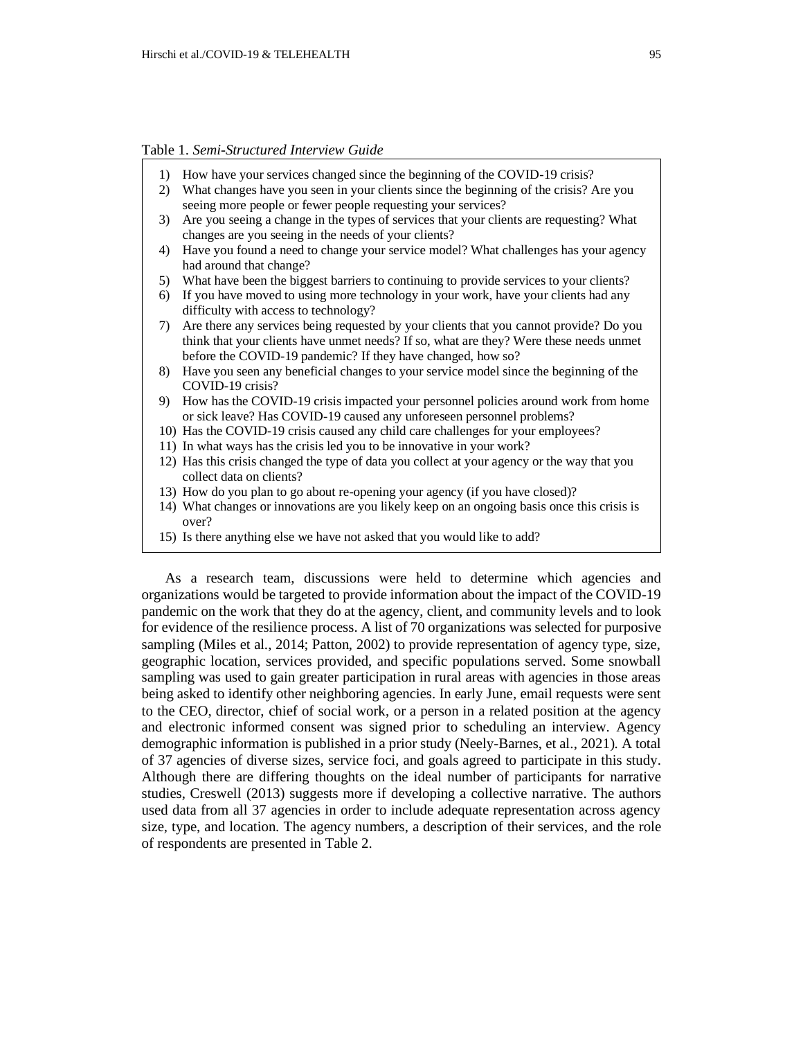Table 1. *Semi-Structured Interview Guide*

1) How have your services changed since the beginning of the COVID-19 crisis?
2) What changes have you seen in your clients since the beginning of the crisis? Are you seeing more people or fewer people requesting your services?
3) Are you seeing a change in the types of services that your clients are requesting? What changes are you seeing in the needs of your clients?
4) Have you found a need to change your service model? What challenges has your agency had around that change?
5) What have been the biggest barriers to continuing to provide services to your clients?
6) If you have moved to using more technology in your work, have your clients had any difficulty with access to technology?
7) Are there any services being requested by your clients that you cannot provide? Do you think that your clients have unmet needs? If so, what are they? Were these needs unmet before the COVID-19 pandemic? If they have changed, how so?
8) Have you seen any beneficial changes to your service model since the beginning of the COVID-19 crisis?
9) How has the COVID-19 crisis impacted your personnel policies around work from home or sick leave? Has COVID-19 caused any unforeseen personnel problems?
10) Has the COVID-19 crisis caused any child care challenges for your employees?
11) In what ways has the crisis led you to be innovative in your work?
12) Has this crisis changed the type of data you collect at your agency or the way that you collect data on clients?
13) How do you plan to go about re-opening your agency (if you have closed)?
14) What changes or innovations are you likely keep on an ongoing basis once this crisis is over?
15) Is there anything else we have not asked that you would like to add?

As a research team, discussions were held to determine which agencies and organizations would be targeted to provide information about the impact of the COVID-19 pandemic on the work that they do at the agency, client, and community levels and to look for evidence of the resilience process. A list of 70 organizations was selected for purposive sampling (Miles et al., 2014; Patton, 2002) to provide representation of agency type, size, geographic location, services provided, and specific populations served. Some snowball sampling was used to gain greater participation in rural areas with agencies in those areas being asked to identify other neighboring agencies. In early June, email requests were sent to the CEO, director, chief of social work, or a person in a related position at the agency and electronic informed consent was signed prior to scheduling an interview. Agency demographic information is published in a prior study (Neely-Barnes, et al., 2021). A total of 37 agencies of diverse sizes, service foci, and goals agreed to participate in this study. Although there are differing thoughts on the ideal number of participants for narrative studies, Creswell (2013) suggests more if developing a collective narrative. The authors used data from all 37 agencies in order to include adequate representation across agency size, type, and location. The agency numbers, a description of their services, and the role of respondents are presented in Table 2.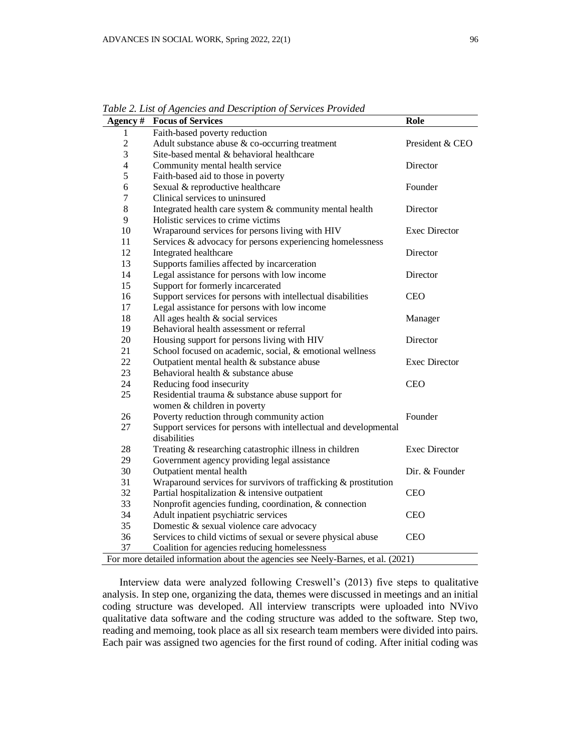*Table 2. List of Agencies and Description of Services Provided*

| Agency # | Focus of Services | Role |
|---|---|---|
| 1 | Faith-based poverty reduction | |
| 2 | Adult substance abuse & co-occurring treatment | President & CEO |
| 3 | Site-based mental & behavioral healthcare | |
| 4 | Community mental health service | Director |
| 5 | Faith-based aid to those in poverty | |
| 6 | Sexual & reproductive healthcare | Founder |
| 7 | Clinical services to uninsured | |
| 8 | Integrated health care system & community mental health | Director |
| 9 | Holistic services to crime victims | |
| 10 | Wraparound services for persons living with HIV | Exec Director |
| 11 | Services & advocacy for persons experiencing homelessness | |
| 12 | Integrated healthcare | Director |
| 13 | Supports families affected by incarceration | |
| 14 | Legal assistance for persons with low income | Director |
| 15 | Support for formerly incarcerated | |
| 16 | Support services for persons with intellectual disabilities | CEO |
| 17 | Legal assistance for persons with low income | |
| 18 | All ages health & social services | Manager |
| 19 | Behavioral health assessment or referral | |
| 20 | Housing support for persons living with HIV | Director |
| 21 | School focused on academic, social, & emotional wellness | |
| 22 | Outpatient mental health & substance abuse | Exec Director |
| 23 | Behavioral health & substance abuse | |
| 24 | Reducing food insecurity | CEO |
| 25 | Residential trauma & substance abuse support for women & children in poverty | |
| 26 | Poverty reduction through community action | Founder |
| 27 | Support services for persons with intellectual and developmental disabilities | |
| 28 | Treating & researching catastrophic illness in children | Exec Director |
| 29 | Government agency providing legal assistance | |
| 30 | Outpatient mental health | Dir. & Founder |
| 31 | Wraparound services for survivors of trafficking & prostitution | |
| 32 | Partial hospitalization & intensive outpatient | CEO |
| 33 | Nonprofit agencies funding, coordination, & connection | |
| 34 | Adult inpatient psychiatric services | CEO |
| 35 | Domestic & sexual violence care advocacy | |
| 36 | Services to child victims of sexual or severe physical abuse | CEO |
| 37 | Coalition for agencies reducing homelessness | |

For more detailed information about the agencies see Neely-Barnes, et al. (2021)

Interview data were analyzed following Creswell's (2013) five steps to qualitative analysis. In step one, organizing the data, themes were discussed in meetings and an initial coding structure was developed. All interview transcripts were uploaded into NVivo qualitative data software and the coding structure was added to the software. Step two, reading and memoing, took place as all six research team members were divided into pairs. Each pair was assigned two agencies for the first round of coding. After initial coding was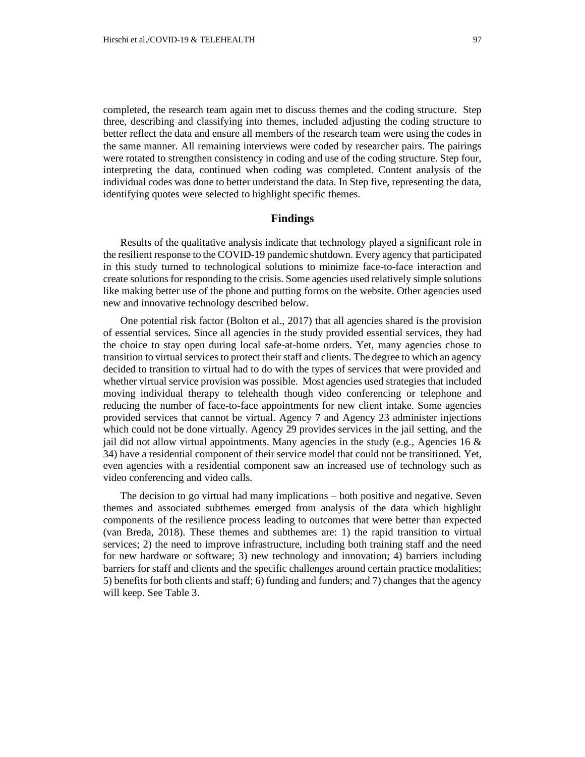completed, the research team again met to discuss themes and the coding structure. Step three, describing and classifying into themes, included adjusting the coding structure to better reflect the data and ensure all members of the research team were using the codes in the same manner. All remaining interviews were coded by researcher pairs. The pairings were rotated to strengthen consistency in coding and use of the coding structure. Step four, interpreting the data, continued when coding was completed. Content analysis of the individual codes was done to better understand the data. In Step five, representing the data, identifying quotes were selected to highlight specific themes.

## Findings

Results of the qualitative analysis indicate that technology played a significant role in the resilient response to the COVID-19 pandemic shutdown. Every agency that participated in this study turned to technological solutions to minimize face-to-face interaction and create solutions for responding to the crisis. Some agencies used relatively simple solutions like making better use of the phone and putting forms on the website. Other agencies used new and innovative technology described below.

One potential risk factor (Bolton et al., 2017) that all agencies shared is the provision of essential services. Since all agencies in the study provided essential services, they had the choice to stay open during local safe-at-home orders. Yet, many agencies chose to transition to virtual services to protect their staff and clients. The degree to which an agency decided to transition to virtual had to do with the types of services that were provided and whether virtual service provision was possible. Most agencies used strategies that included moving individual therapy to telehealth though video conferencing or telephone and reducing the number of face-to-face appointments for new client intake. Some agencies provided services that cannot be virtual. Agency 7 and Agency 23 administer injections which could not be done virtually. Agency 29 provides services in the jail setting, and the jail did not allow virtual appointments. Many agencies in the study (e.g., Agencies 16 & 34) have a residential component of their service model that could not be transitioned. Yet, even agencies with a residential component saw an increased use of technology such as video conferencing and video calls.

The decision to go virtual had many implications – both positive and negative. Seven themes and associated subthemes emerged from analysis of the data which highlight components of the resilience process leading to outcomes that were better than expected (van Breda, 2018). These themes and subthemes are: 1) the rapid transition to virtual services; 2) the need to improve infrastructure, including both training staff and the need for new hardware or software; 3) new technology and innovation; 4) barriers including barriers for staff and clients and the specific challenges around certain practice modalities; 5) benefits for both clients and staff; 6) funding and funders; and 7) changes that the agency will keep. See Table 3.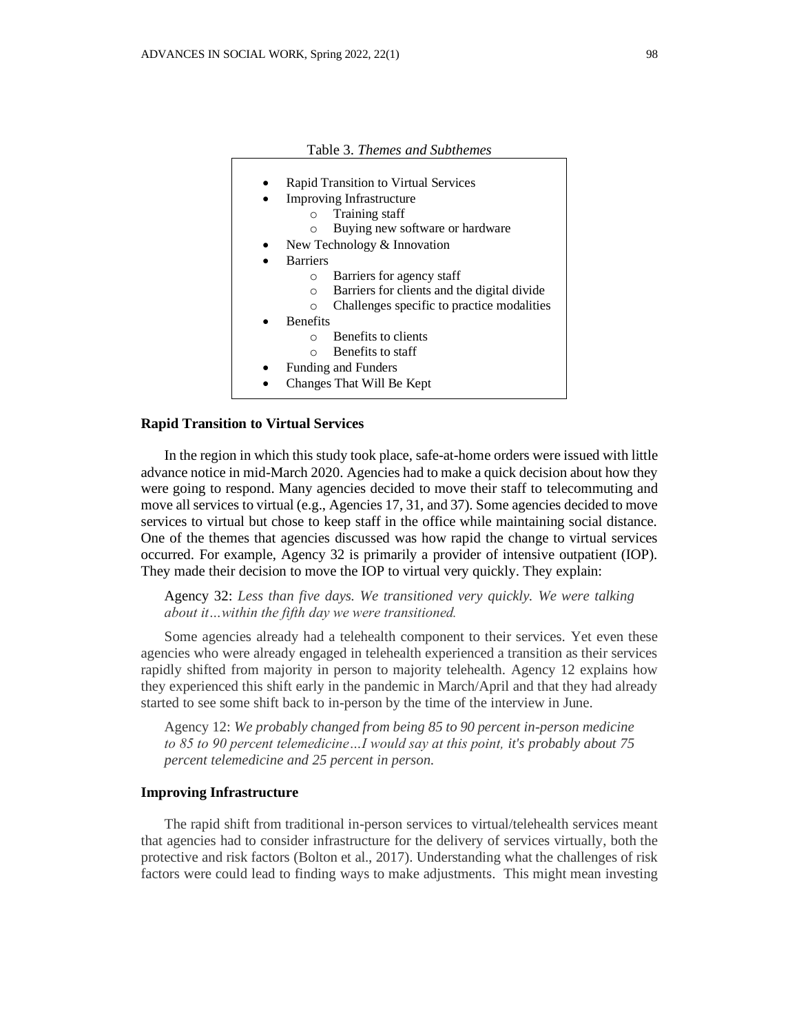Table 3. *Themes and Subthemes*

- Rapid Transition to Virtual Services
- Improving Infrastructure
  - Training staff
  - Buying new software or hardware
- New Technology & Innovation
- Barriers
  - Barriers for agency staff
  - Barriers for clients and the digital divide
  - Challenges specific to practice modalities
- Benefits
  - Benefits to clients
  - Benefits to staff
- Funding and Funders
- Changes That Will Be Kept

## Rapid Transition to Virtual Services

In the region in which this study took place, safe-at-home orders were issued with little advance notice in mid-March 2020. Agencies had to make a quick decision about how they were going to respond. Many agencies decided to move their staff to telecommuting and move all services to virtual (e.g., Agencies 17, 31, and 37). Some agencies decided to move services to virtual but chose to keep staff in the office while maintaining social distance. One of the themes that agencies discussed was how rapid the change to virtual services occurred. For example, Agency 32 is primarily a provider of intensive outpatient (IOP). They made their decision to move the IOP to virtual very quickly. They explain:

> Agency 32: *Less than five days. We transitioned very quickly. We were talking about it…within the fifth day we were transitioned.*

Some agencies already had a telehealth component to their services. Yet even these agencies who were already engaged in telehealth experienced a transition as their services rapidly shifted from majority in person to majority telehealth. Agency 12 explains how they experienced this shift early in the pandemic in March/April and that they had already started to see some shift back to in-person by the time of the interview in June.

> Agency 12: *We probably changed from being 85 to 90 percent in-person medicine to 85 to 90 percent telemedicine…I would say at this point, it's probably about 75 percent telemedicine and 25 percent in person.*

## Improving Infrastructure

The rapid shift from traditional in-person services to virtual/telehealth services meant that agencies had to consider infrastructure for the delivery of services virtually, both the protective and risk factors (Bolton et al., 2017). Understanding what the challenges of risk factors were could lead to finding ways to make adjustments. This might mean investing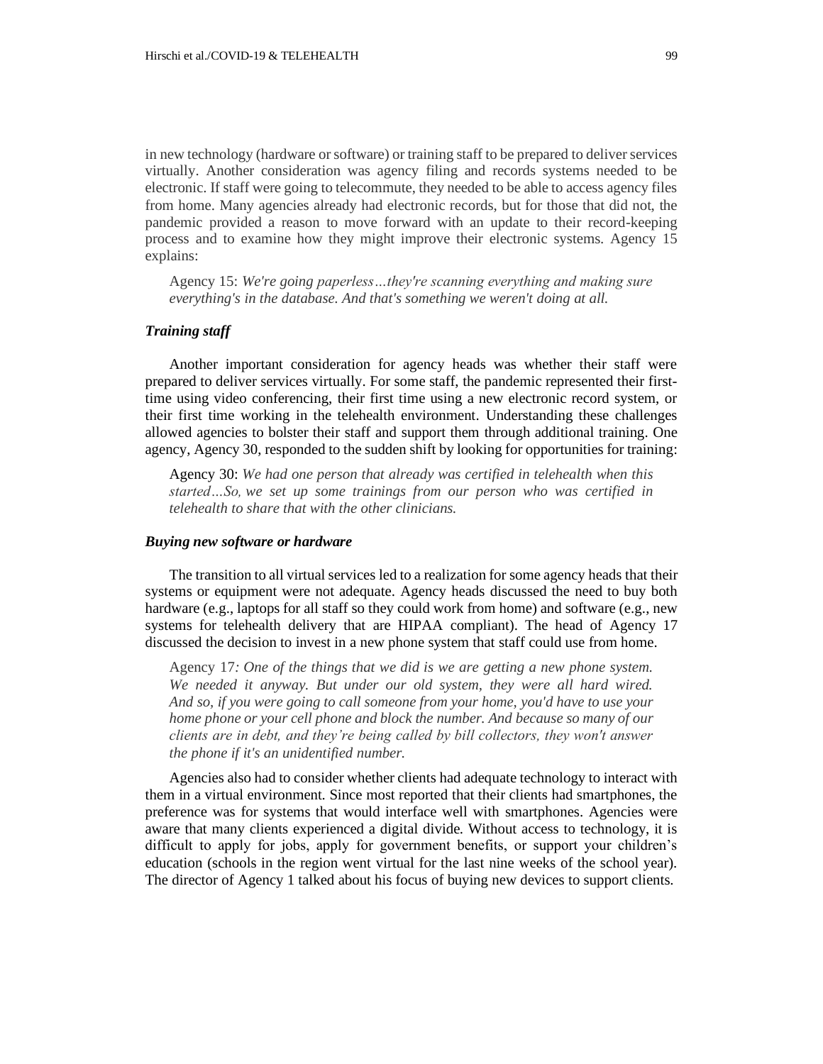in new technology (hardware or software) or training staff to be prepared to deliver services virtually. Another consideration was agency filing and records systems needed to be electronic. If staff were going to telecommute, they needed to be able to access agency files from home. Many agencies already had electronic records, but for those that did not, the pandemic provided a reason to move forward with an update to their record-keeping process and to examine how they might improve their electronic systems. Agency 15 explains:

> Agency 15: *We're going paperless…they're scanning everything and making sure everything's in the database. And that's something we weren't doing at all.*

### *Training staff*

Another important consideration for agency heads was whether their staff were prepared to deliver services virtually. For some staff, the pandemic represented their first-time using video conferencing, their first time using a new electronic record system, or their first time working in the telehealth environment. Understanding these challenges allowed agencies to bolster their staff and support them through additional training. One agency, Agency 30, responded to the sudden shift by looking for opportunities for training:

> Agency 30: *We had one person that already was certified in telehealth when this started…So, we set up some trainings from our person who was certified in telehealth to share that with the other clinicians.*

### *Buying new software or hardware*

The transition to all virtual services led to a realization for some agency heads that their systems or equipment were not adequate. Agency heads discussed the need to buy both hardware (e.g., laptops for all staff so they could work from home) and software (e.g., new systems for telehealth delivery that are HIPAA compliant). The head of Agency 17 discussed the decision to invest in a new phone system that staff could use from home.

> Agency 17*: One of the things that we did is we are getting a new phone system. We needed it anyway. But under our old system, they were all hard wired. And so, if you were going to call someone from your home, you'd have to use your home phone or your cell phone and block the number. And because so many of our clients are in debt, and they're being called by bill collectors, they won't answer the phone if it's an unidentified number.*

Agencies also had to consider whether clients had adequate technology to interact with them in a virtual environment. Since most reported that their clients had smartphones, the preference was for systems that would interface well with smartphones. Agencies were aware that many clients experienced a digital divide. Without access to technology, it is difficult to apply for jobs, apply for government benefits, or support your children's education (schools in the region went virtual for the last nine weeks of the school year). The director of Agency 1 talked about his focus of buying new devices to support clients.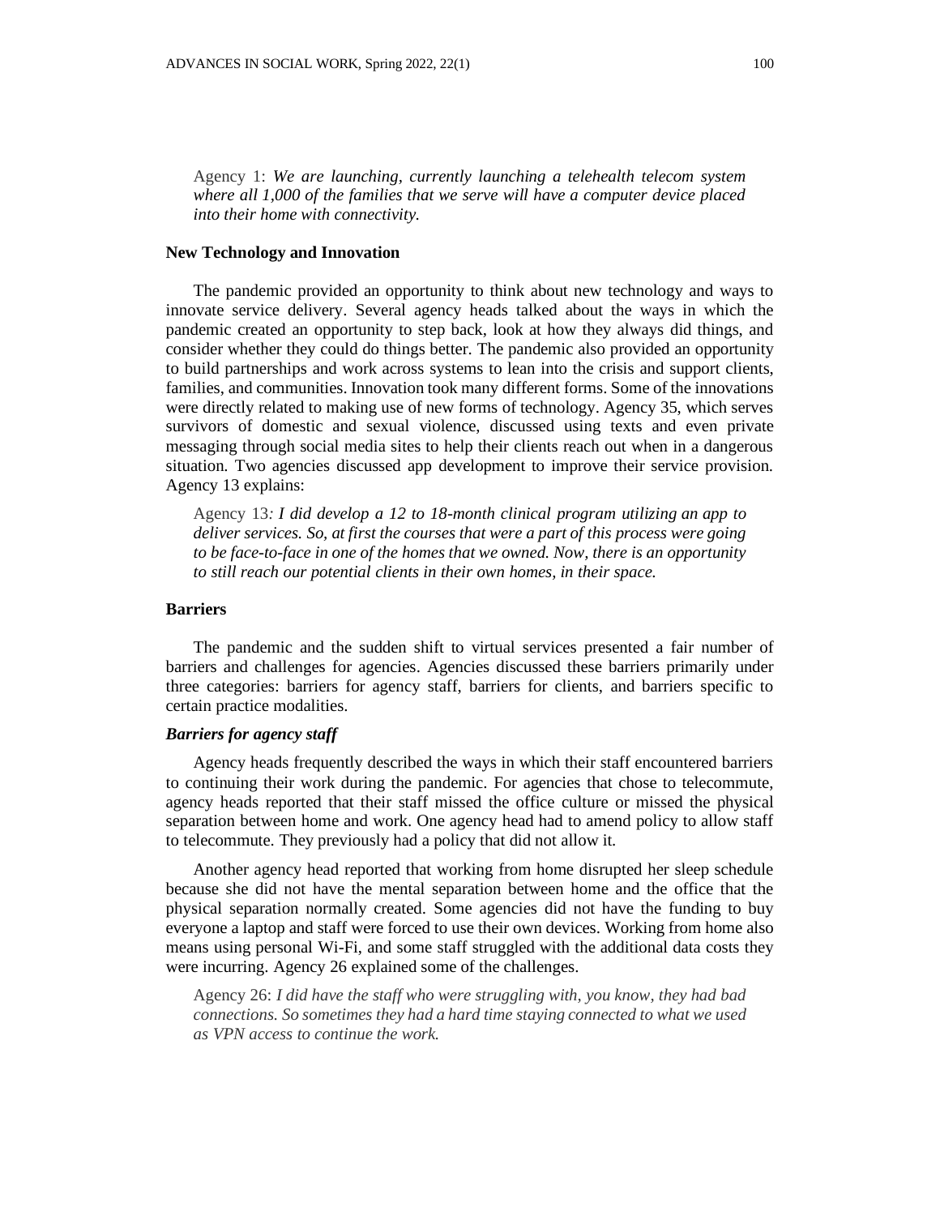Agency 1: *We are launching, currently launching a telehealth telecom system where all 1,000 of the families that we serve will have a computer device placed into their home with connectivity.*

### New Technology and Innovation

The pandemic provided an opportunity to think about new technology and ways to innovate service delivery. Several agency heads talked about the ways in which the pandemic created an opportunity to step back, look at how they always did things, and consider whether they could do things better. The pandemic also provided an opportunity to build partnerships and work across systems to lean into the crisis and support clients, families, and communities. Innovation took many different forms. Some of the innovations were directly related to making use of new forms of technology. Agency 35, which serves survivors of domestic and sexual violence, discussed using texts and even private messaging through social media sites to help their clients reach out when in a dangerous situation. Two agencies discussed app development to improve their service provision. Agency 13 explains:

Agency 13*: I did develop a 12 to 18-month clinical program utilizing an app to deliver services. So, at first the courses that were a part of this process were going to be face-to-face in one of the homes that we owned. Now, there is an opportunity to still reach our potential clients in their own homes, in their space.*

### Barriers

The pandemic and the sudden shift to virtual services presented a fair number of barriers and challenges for agencies. Agencies discussed these barriers primarily under three categories: barriers for agency staff, barriers for clients, and barriers specific to certain practice modalities.

#### *Barriers for agency staff*

Agency heads frequently described the ways in which their staff encountered barriers to continuing their work during the pandemic. For agencies that chose to telecommute, agency heads reported that their staff missed the office culture or missed the physical separation between home and work. One agency head had to amend policy to allow staff to telecommute. They previously had a policy that did not allow it.

Another agency head reported that working from home disrupted her sleep schedule because she did not have the mental separation between home and the office that the physical separation normally created. Some agencies did not have the funding to buy everyone a laptop and staff were forced to use their own devices. Working from home also means using personal Wi-Fi, and some staff struggled with the additional data costs they were incurring. Agency 26 explained some of the challenges.

Agency 26: *I did have the staff who were struggling with, you know, they had bad connections. So sometimes they had a hard time staying connected to what we used as VPN access to continue the work.*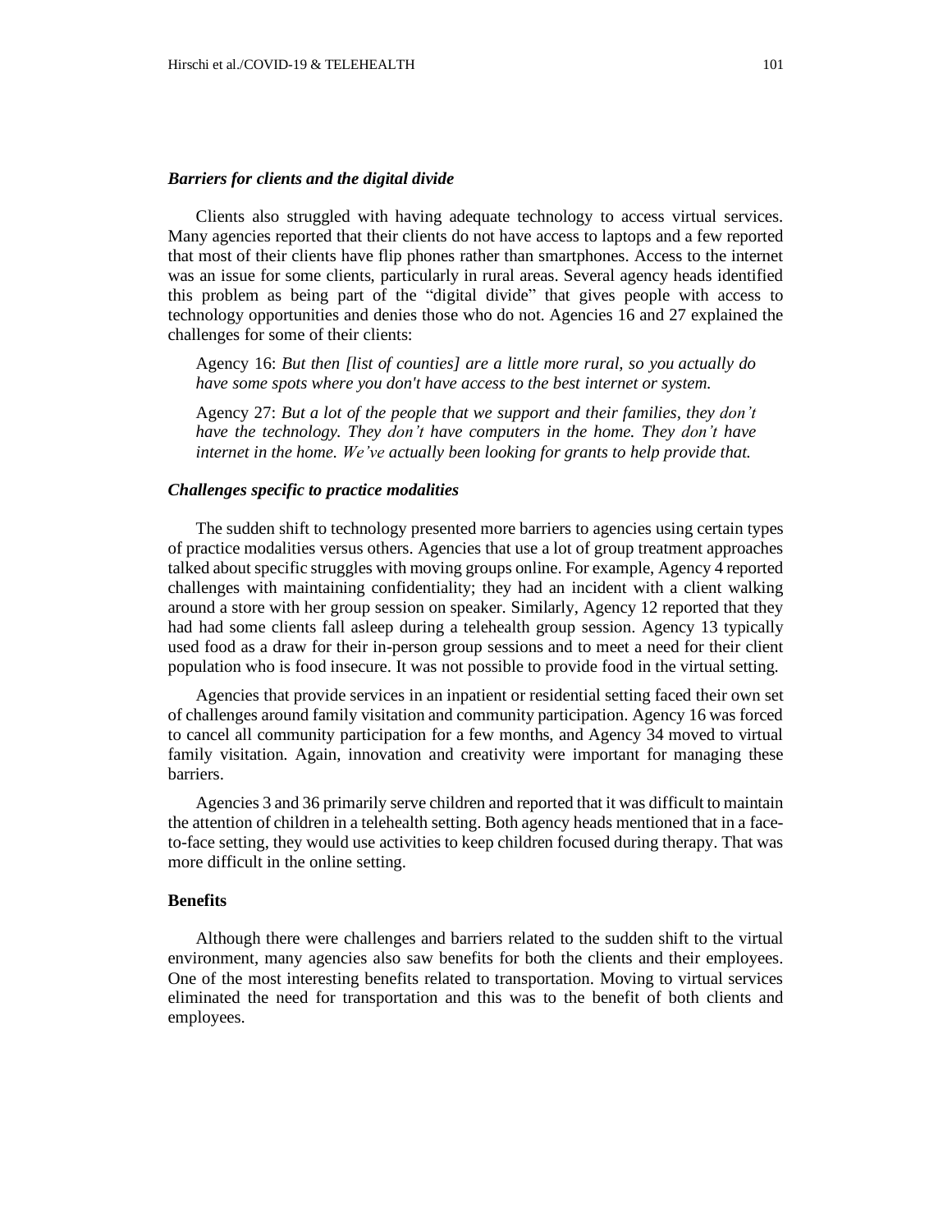### *Barriers for clients and the digital divide*

Clients also struggled with having adequate technology to access virtual services. Many agencies reported that their clients do not have access to laptops and a few reported that most of their clients have flip phones rather than smartphones. Access to the internet was an issue for some clients, particularly in rural areas. Several agency heads identified this problem as being part of the "digital divide" that gives people with access to technology opportunities and denies those who do not. Agencies 16 and 27 explained the challenges for some of their clients:

> Agency 16: *But then [list of counties] are a little more rural, so you actually do have some spots where you don't have access to the best internet or system.*
>
> Agency 27: *But a lot of the people that we support and their families, they don't have the technology. They don't have computers in the home. They don't have internet in the home. We've actually been looking for grants to help provide that.*

### *Challenges specific to practice modalities*

The sudden shift to technology presented more barriers to agencies using certain types of practice modalities versus others. Agencies that use a lot of group treatment approaches talked about specific struggles with moving groups online. For example, Agency 4 reported challenges with maintaining confidentiality; they had an incident with a client walking around a store with her group session on speaker. Similarly, Agency 12 reported that they had had some clients fall asleep during a telehealth group session. Agency 13 typically used food as a draw for their in-person group sessions and to meet a need for their client population who is food insecure. It was not possible to provide food in the virtual setting.

Agencies that provide services in an inpatient or residential setting faced their own set of challenges around family visitation and community participation. Agency 16 was forced to cancel all community participation for a few months, and Agency 34 moved to virtual family visitation. Again, innovation and creativity were important for managing these barriers.

Agencies 3 and 36 primarily serve children and reported that it was difficult to maintain the attention of children in a telehealth setting. Both agency heads mentioned that in a face-to-face setting, they would use activities to keep children focused during therapy. That was more difficult in the online setting.

## **Benefits**

Although there were challenges and barriers related to the sudden shift to the virtual environment, many agencies also saw benefits for both the clients and their employees. One of the most interesting benefits related to transportation. Moving to virtual services eliminated the need for transportation and this was to the benefit of both clients and employees.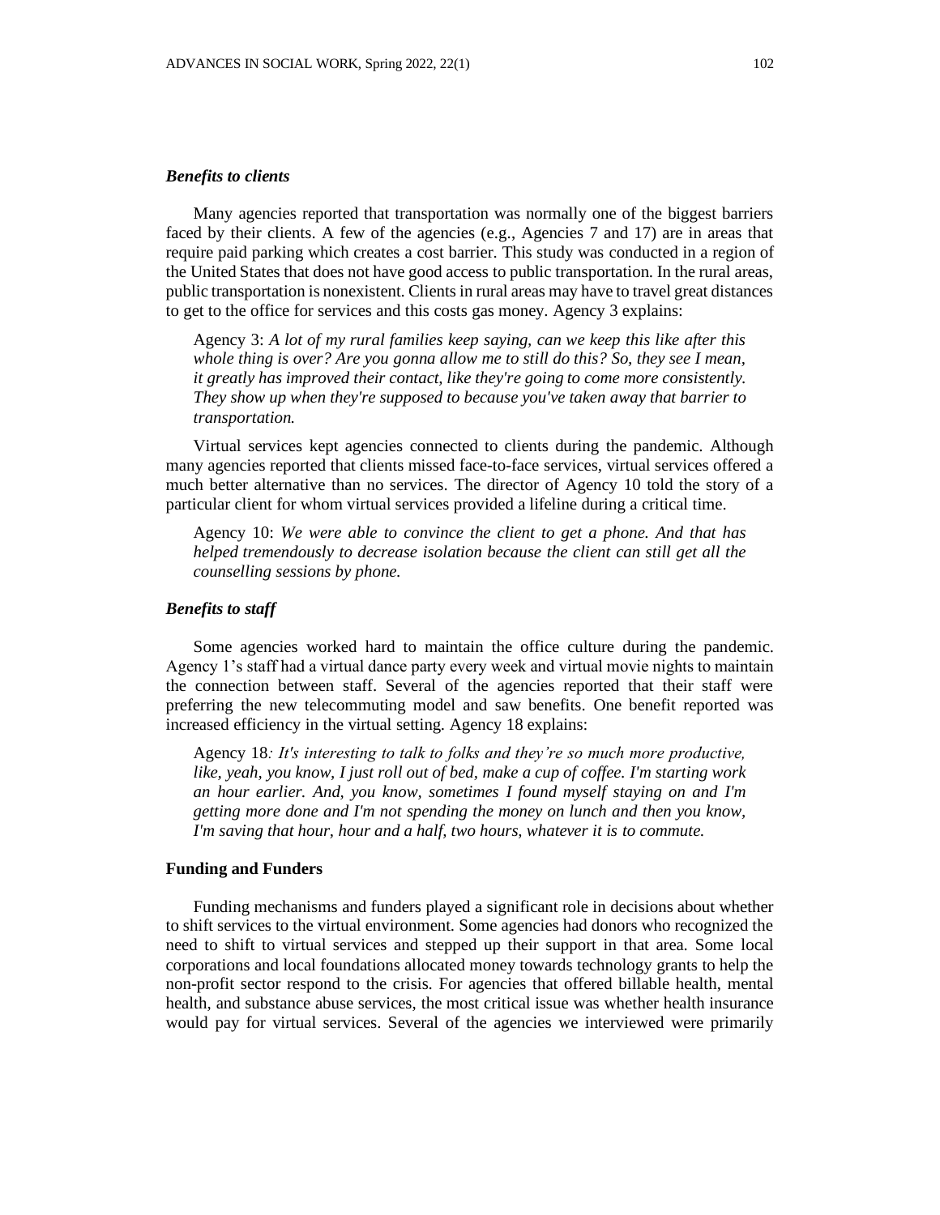### *Benefits to clients*

Many agencies reported that transportation was normally one of the biggest barriers faced by their clients. A few of the agencies (e.g., Agencies 7 and 17) are in areas that require paid parking which creates a cost barrier. This study was conducted in a region of the United States that does not have good access to public transportation. In the rural areas, public transportation is nonexistent. Clients in rural areas may have to travel great distances to get to the office for services and this costs gas money. Agency 3 explains:

> Agency 3: *A lot of my rural families keep saying, can we keep this like after this whole thing is over? Are you gonna allow me to still do this? So, they see I mean, it greatly has improved their contact, like they're going to come more consistently. They show up when they're supposed to because you've taken away that barrier to transportation.*

Virtual services kept agencies connected to clients during the pandemic. Although many agencies reported that clients missed face-to-face services, virtual services offered a much better alternative than no services. The director of Agency 10 told the story of a particular client for whom virtual services provided a lifeline during a critical time.

> Agency 10: *We were able to convince the client to get a phone. And that has helped tremendously to decrease isolation because the client can still get all the counselling sessions by phone.*

### *Benefits to staff*

Some agencies worked hard to maintain the office culture during the pandemic. Agency 1's staff had a virtual dance party every week and virtual movie nights to maintain the connection between staff. Several of the agencies reported that their staff were preferring the new telecommuting model and saw benefits. One benefit reported was increased efficiency in the virtual setting. Agency 18 explains:

> Agency 18*: It's interesting to talk to folks and they're so much more productive, like, yeah, you know, I just roll out of bed, make a cup of coffee. I'm starting work an hour earlier. And, you know, sometimes I found myself staying on and I'm getting more done and I'm not spending the money on lunch and then you know, I'm saving that hour, hour and a half, two hours, whatever it is to commute.*

## Funding and Funders

Funding mechanisms and funders played a significant role in decisions about whether to shift services to the virtual environment. Some agencies had donors who recognized the need to shift to virtual services and stepped up their support in that area. Some local corporations and local foundations allocated money towards technology grants to help the non-profit sector respond to the crisis. For agencies that offered billable health, mental health, and substance abuse services, the most critical issue was whether health insurance would pay for virtual services. Several of the agencies we interviewed were primarily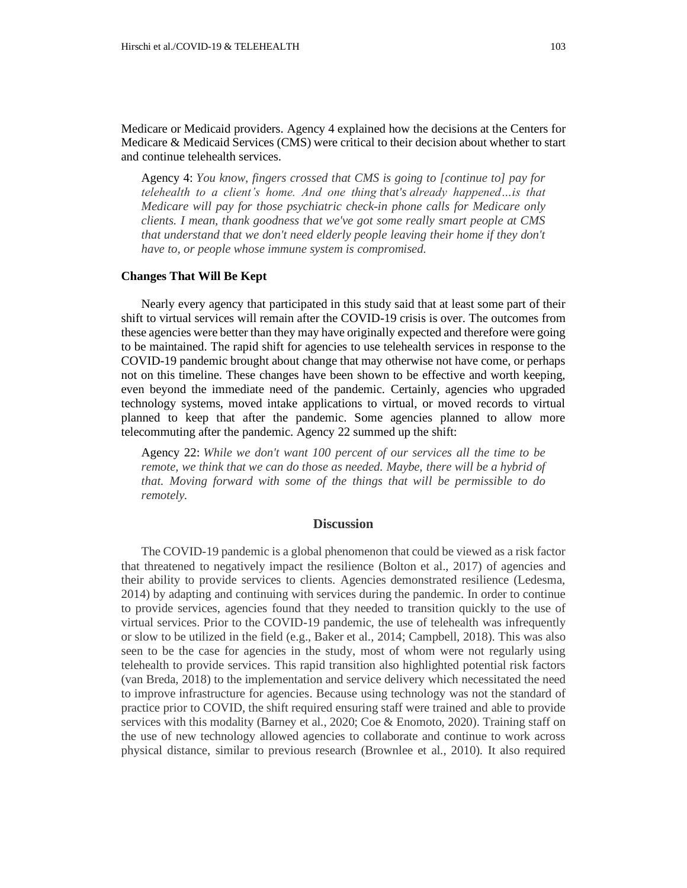Medicare or Medicaid providers. Agency 4 explained how the decisions at the Centers for Medicare & Medicaid Services (CMS) were critical to their decision about whether to start and continue telehealth services.

> Agency 4: *You know, fingers crossed that CMS is going to [continue to] pay for telehealth to a client's home. And one thing that's already happened…is that Medicare will pay for those psychiatric check-in phone calls for Medicare only clients. I mean, thank goodness that we've got some really smart people at CMS that understand that we don't need elderly people leaving their home if they don't have to, or people whose immune system is compromised.*

### Changes That Will Be Kept

Nearly every agency that participated in this study said that at least some part of their shift to virtual services will remain after the COVID-19 crisis is over. The outcomes from these agencies were better than they may have originally expected and therefore were going to be maintained. The rapid shift for agencies to use telehealth services in response to the COVID-19 pandemic brought about change that may otherwise not have come, or perhaps not on this timeline. These changes have been shown to be effective and worth keeping, even beyond the immediate need of the pandemic. Certainly, agencies who upgraded technology systems, moved intake applications to virtual, or moved records to virtual planned to keep that after the pandemic. Some agencies planned to allow more telecommuting after the pandemic. Agency 22 summed up the shift:

> Agency 22: *While we don't want 100 percent of our services all the time to be remote, we think that we can do those as needed. Maybe, there will be a hybrid of that. Moving forward with some of the things that will be permissible to do remotely.*

## Discussion

The COVID-19 pandemic is a global phenomenon that could be viewed as a risk factor that threatened to negatively impact the resilience (Bolton et al., 2017) of agencies and their ability to provide services to clients. Agencies demonstrated resilience (Ledesma, 2014) by adapting and continuing with services during the pandemic. In order to continue to provide services, agencies found that they needed to transition quickly to the use of virtual services. Prior to the COVID-19 pandemic, the use of telehealth was infrequently or slow to be utilized in the field (e.g., Baker et al., 2014; Campbell, 2018). This was also seen to be the case for agencies in the study, most of whom were not regularly using telehealth to provide services. This rapid transition also highlighted potential risk factors (van Breda, 2018) to the implementation and service delivery which necessitated the need to improve infrastructure for agencies. Because using technology was not the standard of practice prior to COVID, the shift required ensuring staff were trained and able to provide services with this modality (Barney et al., 2020; Coe & Enomoto, 2020). Training staff on the use of new technology allowed agencies to collaborate and continue to work across physical distance, similar to previous research (Brownlee et al., 2010). It also required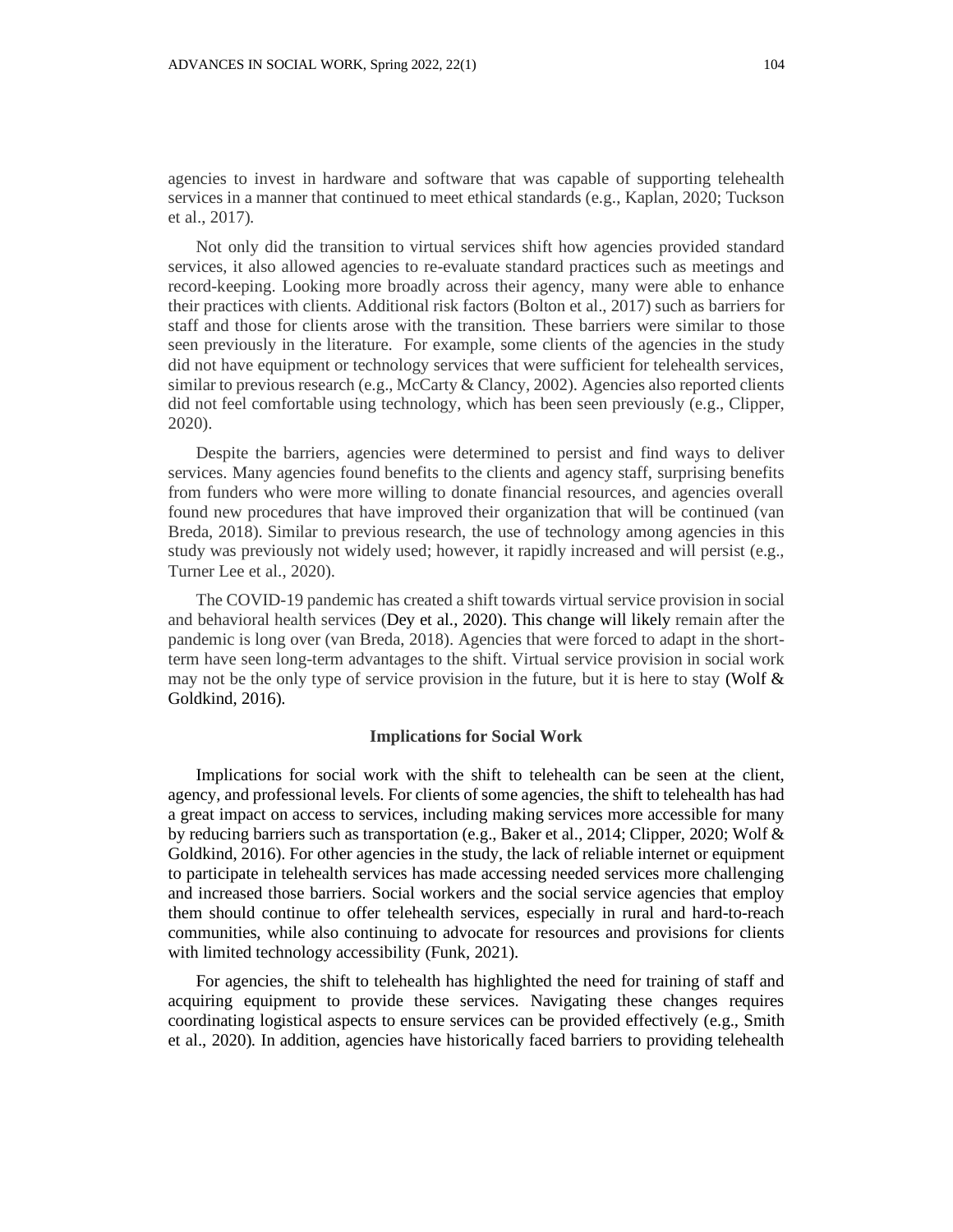agencies to invest in hardware and software that was capable of supporting telehealth services in a manner that continued to meet ethical standards (e.g., Kaplan, 2020; Tuckson et al., 2017).

Not only did the transition to virtual services shift how agencies provided standard services, it also allowed agencies to re-evaluate standard practices such as meetings and record-keeping. Looking more broadly across their agency, many were able to enhance their practices with clients. Additional risk factors (Bolton et al., 2017) such as barriers for staff and those for clients arose with the transition. These barriers were similar to those seen previously in the literature. For example, some clients of the agencies in the study did not have equipment or technology services that were sufficient for telehealth services, similar to previous research (e.g., McCarty & Clancy, 2002). Agencies also reported clients did not feel comfortable using technology, which has been seen previously (e.g., Clipper, 2020).

Despite the barriers, agencies were determined to persist and find ways to deliver services. Many agencies found benefits to the clients and agency staff, surprising benefits from funders who were more willing to donate financial resources, and agencies overall found new procedures that have improved their organization that will be continued (van Breda, 2018). Similar to previous research, the use of technology among agencies in this study was previously not widely used; however, it rapidly increased and will persist (e.g., Turner Lee et al., 2020).

The COVID-19 pandemic has created a shift towards virtual service provision in social and behavioral health services (Dey et al., 2020). This change will likely remain after the pandemic is long over (van Breda, 2018). Agencies that were forced to adapt in the short-term have seen long-term advantages to the shift. Virtual service provision in social work may not be the only type of service provision in the future, but it is here to stay (Wolf & Goldkind, 2016).

## Implications for Social Work

Implications for social work with the shift to telehealth can be seen at the client, agency, and professional levels. For clients of some agencies, the shift to telehealth has had a great impact on access to services, including making services more accessible for many by reducing barriers such as transportation (e.g., Baker et al., 2014; Clipper, 2020; Wolf & Goldkind, 2016). For other agencies in the study, the lack of reliable internet or equipment to participate in telehealth services has made accessing needed services more challenging and increased those barriers. Social workers and the social service agencies that employ them should continue to offer telehealth services, especially in rural and hard-to-reach communities, while also continuing to advocate for resources and provisions for clients with limited technology accessibility (Funk, 2021).

For agencies, the shift to telehealth has highlighted the need for training of staff and acquiring equipment to provide these services. Navigating these changes requires coordinating logistical aspects to ensure services can be provided effectively (e.g., Smith et al., 2020). In addition, agencies have historically faced barriers to providing telehealth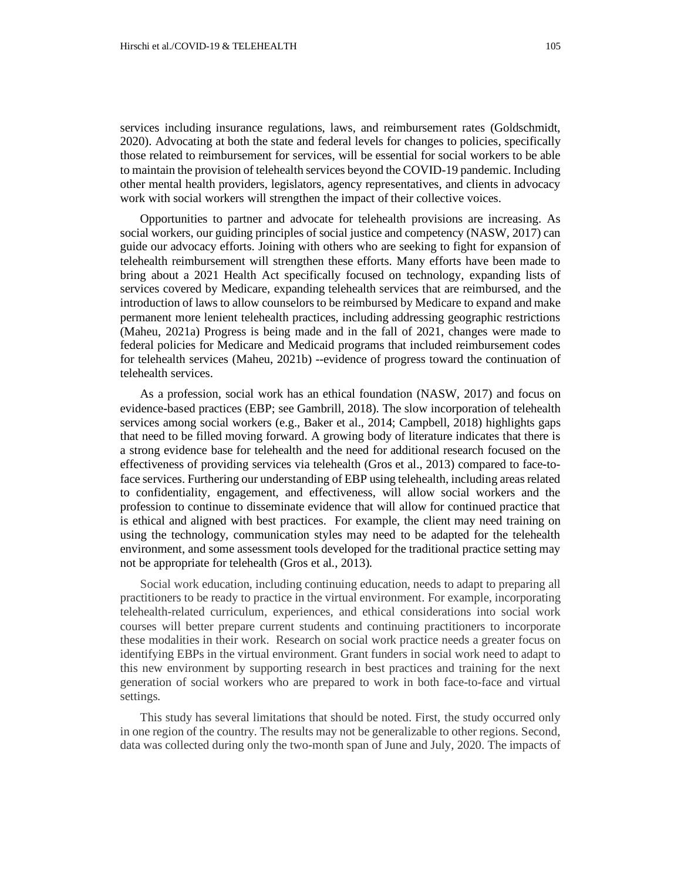services including insurance regulations, laws, and reimbursement rates (Goldschmidt, 2020). Advocating at both the state and federal levels for changes to policies, specifically those related to reimbursement for services, will be essential for social workers to be able to maintain the provision of telehealth services beyond the COVID-19 pandemic. Including other mental health providers, legislators, agency representatives, and clients in advocacy work with social workers will strengthen the impact of their collective voices.

Opportunities to partner and advocate for telehealth provisions are increasing. As social workers, our guiding principles of social justice and competency (NASW, 2017) can guide our advocacy efforts. Joining with others who are seeking to fight for expansion of telehealth reimbursement will strengthen these efforts. Many efforts have been made to bring about a 2021 Health Act specifically focused on technology, expanding lists of services covered by Medicare, expanding telehealth services that are reimbursed, and the introduction of laws to allow counselors to be reimbursed by Medicare to expand and make permanent more lenient telehealth practices, including addressing geographic restrictions (Maheu, 2021a) Progress is being made and in the fall of 2021, changes were made to federal policies for Medicare and Medicaid programs that included reimbursement codes for telehealth services (Maheu, 2021b) --evidence of progress toward the continuation of telehealth services.

As a profession, social work has an ethical foundation (NASW, 2017) and focus on evidence-based practices (EBP; see Gambrill, 2018). The slow incorporation of telehealth services among social workers (e.g., Baker et al., 2014; Campbell, 2018) highlights gaps that need to be filled moving forward. A growing body of literature indicates that there is a strong evidence base for telehealth and the need for additional research focused on the effectiveness of providing services via telehealth (Gros et al., 2013) compared to face-to-face services. Furthering our understanding of EBP using telehealth, including areas related to confidentiality, engagement, and effectiveness, will allow social workers and the profession to continue to disseminate evidence that will allow for continued practice that is ethical and aligned with best practices. For example, the client may need training on using the technology, communication styles may need to be adapted for the telehealth environment, and some assessment tools developed for the traditional practice setting may not be appropriate for telehealth (Gros et al., 2013).

Social work education, including continuing education, needs to adapt to preparing all practitioners to be ready to practice in the virtual environment. For example, incorporating telehealth-related curriculum, experiences, and ethical considerations into social work courses will better prepare current students and continuing practitioners to incorporate these modalities in their work. Research on social work practice needs a greater focus on identifying EBPs in the virtual environment. Grant funders in social work need to adapt to this new environment by supporting research in best practices and training for the next generation of social workers who are prepared to work in both face-to-face and virtual settings.

This study has several limitations that should be noted. First, the study occurred only in one region of the country. The results may not be generalizable to other regions. Second, data was collected during only the two-month span of June and July, 2020. The impacts of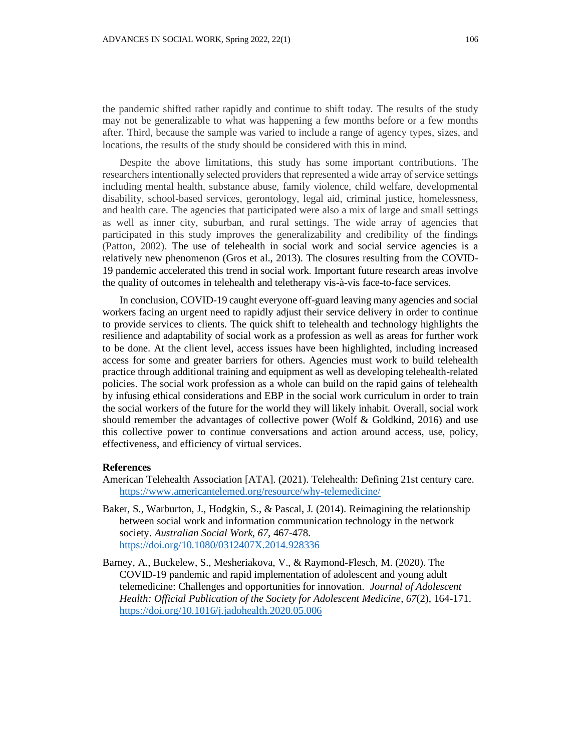the pandemic shifted rather rapidly and continue to shift today. The results of the study may not be generalizable to what was happening a few months before or a few months after. Third, because the sample was varied to include a range of agency types, sizes, and locations, the results of the study should be considered with this in mind.

Despite the above limitations, this study has some important contributions. The researchers intentionally selected providers that represented a wide array of service settings including mental health, substance abuse, family violence, child welfare, developmental disability, school-based services, gerontology, legal aid, criminal justice, homelessness, and health care. The agencies that participated were also a mix of large and small settings as well as inner city, suburban, and rural settings. The wide array of agencies that participated in this study improves the generalizability and credibility of the findings (Patton, 2002). The use of telehealth in social work and social service agencies is a relatively new phenomenon (Gros et al., 2013). The closures resulting from the COVID-19 pandemic accelerated this trend in social work. Important future research areas involve the quality of outcomes in telehealth and teletherapy vis-à-vis face-to-face services.

In conclusion, COVID-19 caught everyone off-guard leaving many agencies and social workers facing an urgent need to rapidly adjust their service delivery in order to continue to provide services to clients. The quick shift to telehealth and technology highlights the resilience and adaptability of social work as a profession as well as areas for further work to be done. At the client level, access issues have been highlighted, including increased access for some and greater barriers for others. Agencies must work to build telehealth practice through additional training and equipment as well as developing telehealth-related policies. The social work profession as a whole can build on the rapid gains of telehealth by infusing ethical considerations and EBP in the social work curriculum in order to train the social workers of the future for the world they will likely inhabit. Overall, social work should remember the advantages of collective power (Wolf & Goldkind, 2016) and use this collective power to continue conversations and action around access, use, policy, effectiveness, and efficiency of virtual services.

**References**

American Telehealth Association [ATA]. (2021). Telehealth: Defining 21st century care. https://www.americantelemed.org/resource/why-telemedicine/

Baker, S., Warburton, J., Hodgkin, S., & Pascal, J. (2014). Reimagining the relationship between social work and information communication technology in the network society. *Australian Social Work*, *67*, 467-478. https://doi.org/10.1080/0312407X.2014.928336

Barney, A., Buckelew, S., Mesheriakova, V., & Raymond-Flesch, M. (2020). The COVID-19 pandemic and rapid implementation of adolescent and young adult telemedicine: Challenges and opportunities for innovation. *Journal of Adolescent Health: Official Publication of the Society for Adolescent Medicine*, *67*(2), 164-171. https://doi.org/10.1016/j.jadohealth.2020.05.006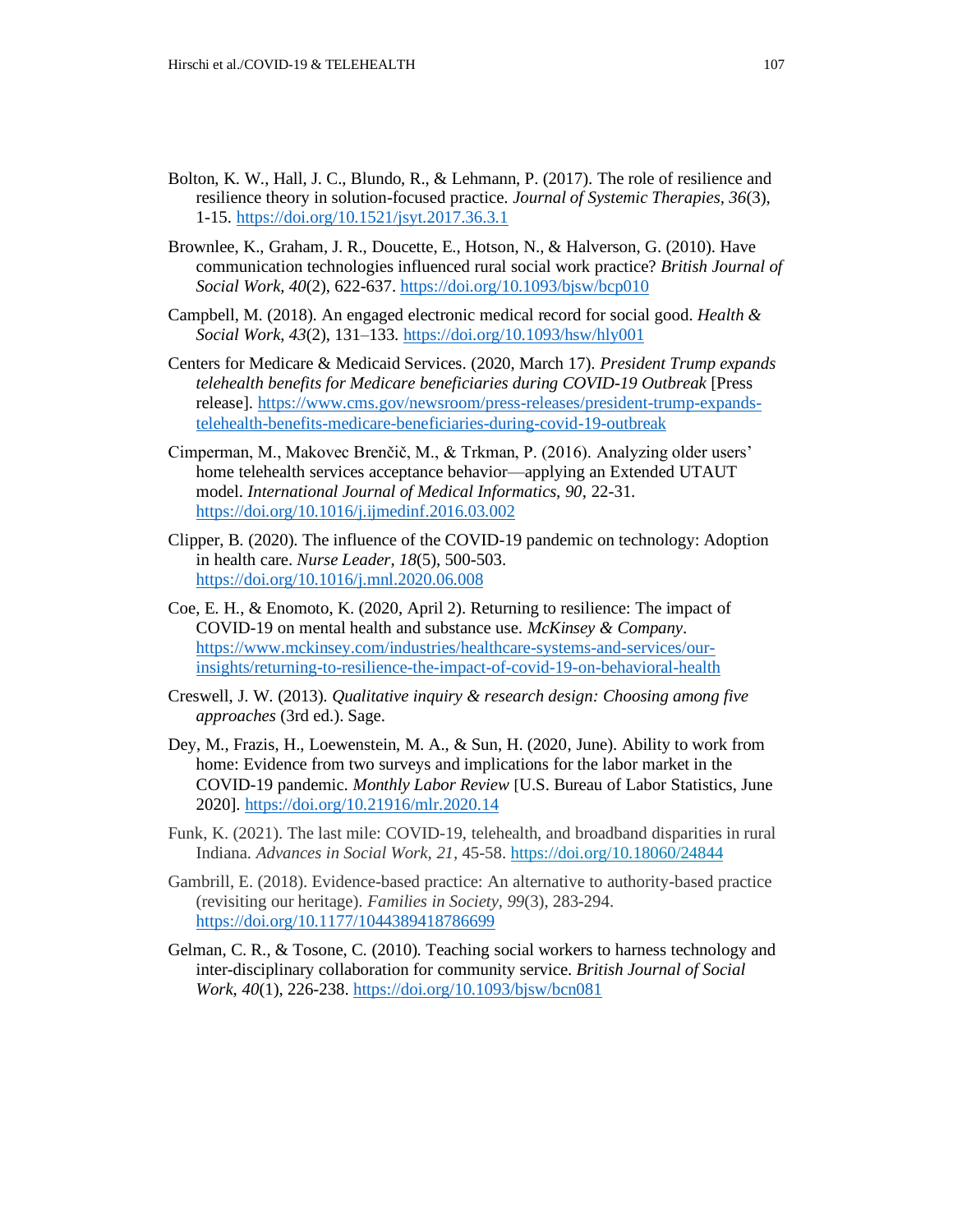Bolton, K. W., Hall, J. C., Blundo, R., & Lehmann, P. (2017). The role of resilience and resilience theory in solution-focused practice. *Journal of Systemic Therapies, 36*(3), 1-15. https://doi.org/10.1521/jsyt.2017.36.3.1

Brownlee, K., Graham, J. R., Doucette, E., Hotson, N., & Halverson, G. (2010). Have communication technologies influenced rural social work practice? *British Journal of Social Work, 40*(2), 622-637. https://doi.org/10.1093/bjsw/bcp010

Campbell, M. (2018). An engaged electronic medical record for social good. *Health & Social Work, 43*(2), 131–133. https://doi.org/10.1093/hsw/hly001

Centers for Medicare & Medicaid Services. (2020, March 17). *President Trump expands telehealth benefits for Medicare beneficiaries during COVID-19 Outbreak* [Press release]. https://www.cms.gov/newsroom/press-releases/president-trump-expands-telehealth-benefits-medicare-beneficiaries-during-covid-19-outbreak

Cimperman, M., Makovec Brenčič, M., & Trkman, P. (2016). Analyzing older users' home telehealth services acceptance behavior—applying an Extended UTAUT model. *International Journal of Medical Informatics, 90*, 22-31. https://doi.org/10.1016/j.ijmedinf.2016.03.002

Clipper, B. (2020). The influence of the COVID-19 pandemic on technology: Adoption in health care. *Nurse Leader, 18*(5), 500-503. https://doi.org/10.1016/j.mnl.2020.06.008

Coe, E. H., & Enomoto, K. (2020, April 2). Returning to resilience: The impact of COVID-19 on mental health and substance use. *McKinsey & Company*. https://www.mckinsey.com/industries/healthcare-systems-and-services/our-insights/returning-to-resilience-the-impact-of-covid-19-on-behavioral-health

Creswell, J. W. (2013). *Qualitative inquiry & research design: Choosing among five approaches* (3rd ed.). Sage.

Dey, M., Frazis, H., Loewenstein, M. A., & Sun, H. (2020, June). Ability to work from home: Evidence from two surveys and implications for the labor market in the COVID-19 pandemic. *Monthly Labor Review* [U.S. Bureau of Labor Statistics, June 2020]. https://doi.org/10.21916/mlr.2020.14

Funk, K. (2021). The last mile: COVID-19, telehealth, and broadband disparities in rural Indiana. *Advances in Social Work, 21*, 45-58. https://doi.org/10.18060/24844

Gambrill, E. (2018). Evidence-based practice: An alternative to authority-based practice (revisiting our heritage). *Families in Society, 99*(3), 283-294. https://doi.org/10.1177/1044389418786699

Gelman, C. R., & Tosone, C. (2010). Teaching social workers to harness technology and inter-disciplinary collaboration for community service. *British Journal of Social Work, 40*(1), 226-238. https://doi.org/10.1093/bjsw/bcn081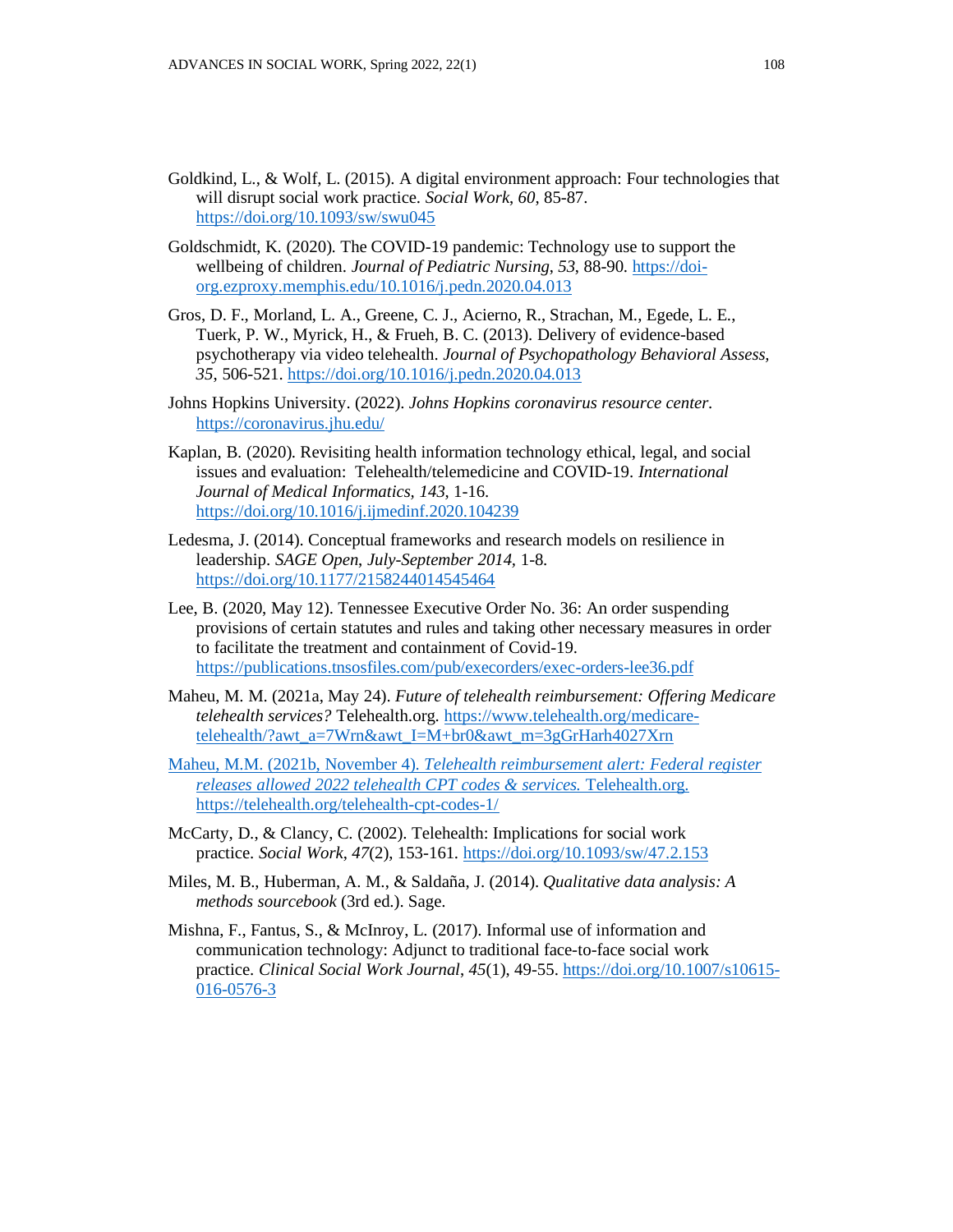Goldkind, L., & Wolf, L. (2015). A digital environment approach: Four technologies that will disrupt social work practice. *Social Work*, *60*, 85-87. https://doi.org/10.1093/sw/swu045

Goldschmidt, K. (2020). The COVID-19 pandemic: Technology use to support the wellbeing of children. *Journal of Pediatric Nursing*, *53*, 88-90. https://doi-org.ezproxy.memphis.edu/10.1016/j.pedn.2020.04.013

Gros, D. F., Morland, L. A., Greene, C. J., Acierno, R., Strachan, M., Egede, L. E., Tuerk, P. W., Myrick, H., & Frueh, B. C. (2013). Delivery of evidence-based psychotherapy via video telehealth. *Journal of Psychopathology Behavioral Assess, 35*, 506-521. https://doi.org/10.1016/j.pedn.2020.04.013

Johns Hopkins University. (2022). *Johns Hopkins coronavirus resource center*. https://coronavirus.jhu.edu/

Kaplan, B. (2020). Revisiting health information technology ethical, legal, and social issues and evaluation: Telehealth/telemedicine and COVID-19. *International Journal of Medical Informatics*, *143*, 1-16. https://doi.org/10.1016/j.ijmedinf.2020.104239

Ledesma, J. (2014). Conceptual frameworks and research models on resilience in leadership. *SAGE Open*, *July-September 2014*, 1-8. https://doi.org/10.1177/2158244014545464

Lee, B. (2020, May 12). Tennessee Executive Order No. 36: An order suspending provisions of certain statutes and rules and taking other necessary measures in order to facilitate the treatment and containment of Covid-19. https://publications.tnsosfiles.com/pub/execorders/exec-orders-lee36.pdf

Maheu, M. M. (2021a, May 24). *Future of telehealth reimbursement: Offering Medicare telehealth services?* Telehealth.org. https://www.telehealth.org/medicare-telehealth/?awt_a=7Wrn&awt_I=M+br0&awt_m=3gGrHarh4027Xrn

Maheu, M.M. (2021b, November 4). *Telehealth reimbursement alert: Federal register releases allowed 2022 telehealth CPT codes & services.* Telehealth.org. https://telehealth.org/telehealth-cpt-codes-1/

McCarty, D., & Clancy, C. (2002). Telehealth: Implications for social work practice. *Social Work*, *47*(2), 153-161. https://doi.org/10.1093/sw/47.2.153

Miles, M. B., Huberman, A. M., & Saldaña, J. (2014). *Qualitative data analysis: A methods sourcebook* (3rd ed.). Sage.

Mishna, F., Fantus, S., & McInroy, L. (2017). Informal use of information and communication technology: Adjunct to traditional face-to-face social work practice. *Clinical Social Work Journal*, *45*(1), 49-55. https://doi.org/10.1007/s10615-016-0576-3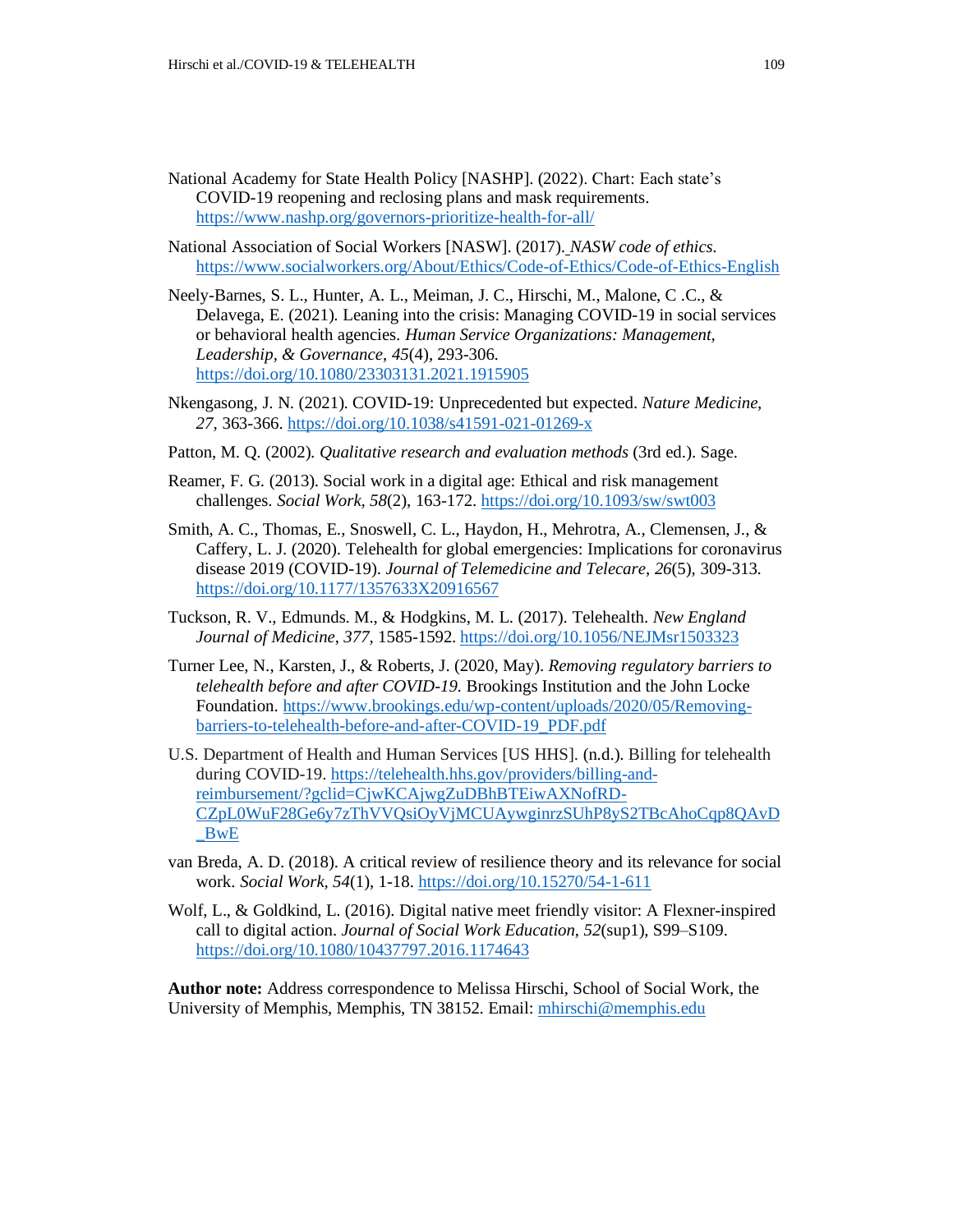National Academy for State Health Policy [NASHP]. (2022). Chart: Each state's COVID-19 reopening and reclosing plans and mask requirements. https://www.nashp.org/governors-prioritize-health-for-all/

National Association of Social Workers [NASW]. (2017). *NASW code of ethics.* https://www.socialworkers.org/About/Ethics/Code-of-Ethics/Code-of-Ethics-English

Neely-Barnes, S. L., Hunter, A. L., Meiman, J. C., Hirschi, M., Malone, C .C., & Delavega, E. (2021). Leaning into the crisis: Managing COVID-19 in social services or behavioral health agencies. *Human Service Organizations: Management, Leadership, & Governance*, *45*(4), 293-306. https://doi.org/10.1080/23303131.2021.1915905

Nkengasong, J. N. (2021). COVID-19: Unprecedented but expected. *Nature Medicine, 27,* 363-366. https://doi.org/10.1038/s41591-021-01269-x

Patton, M. Q. (2002). *Qualitative research and evaluation methods* (3rd ed.). Sage.

Reamer, F. G. (2013). Social work in a digital age: Ethical and risk management challenges. *Social Work, 58*(2), 163-172. https://doi.org/10.1093/sw/swt003

Smith, A. C., Thomas, E., Snoswell, C. L., Haydon, H., Mehrotra, A., Clemensen, J., & Caffery, L. J. (2020). Telehealth for global emergencies: Implications for coronavirus disease 2019 (COVID-19). *Journal of Telemedicine and Telecare*, *26*(5), 309-313. https://doi.org/10.1177/1357633X20916567

Tuckson, R. V., Edmunds. M., & Hodgkins, M. L. (2017). Telehealth. *New England Journal of Medicine*, *377,* 1585-1592. https://doi.org/10.1056/NEJMsr1503323

Turner Lee, N., Karsten, J., & Roberts, J. (2020, May). *Removing regulatory barriers to telehealth before and after COVID-19.* Brookings Institution and the John Locke Foundation. https://www.brookings.edu/wp-content/uploads/2020/05/Removing-barriers-to-telehealth-before-and-after-COVID-19_PDF.pdf

U.S. Department of Health and Human Services [US HHS]. (n.d.). Billing for telehealth during COVID-19. https://telehealth.hhs.gov/providers/billing-and-reimbursement/?gclid=CjwKCAjwgZuDBhBTEiwAXNofRD-CZpL0WuF28Ge6y7zThVVQsiOyVjMCUAywginrzSUhP8yS2TBcAhoCqp8QAvD_BwE

van Breda, A. D. (2018). A critical review of resilience theory and its relevance for social work. *Social Work, 54*(1), 1-18. https://doi.org/10.15270/54-1-611

Wolf, L., & Goldkind, L. (2016). Digital native meet friendly visitor: A Flexner-inspired call to digital action. *Journal of Social Work Education*, *52*(sup1), S99–S109. https://doi.org/10.1080/10437797.2016.1174643

**Author note:** Address correspondence to Melissa Hirschi, School of Social Work, the University of Memphis, Memphis, TN 38152. Email: mhirschi@memphis.edu